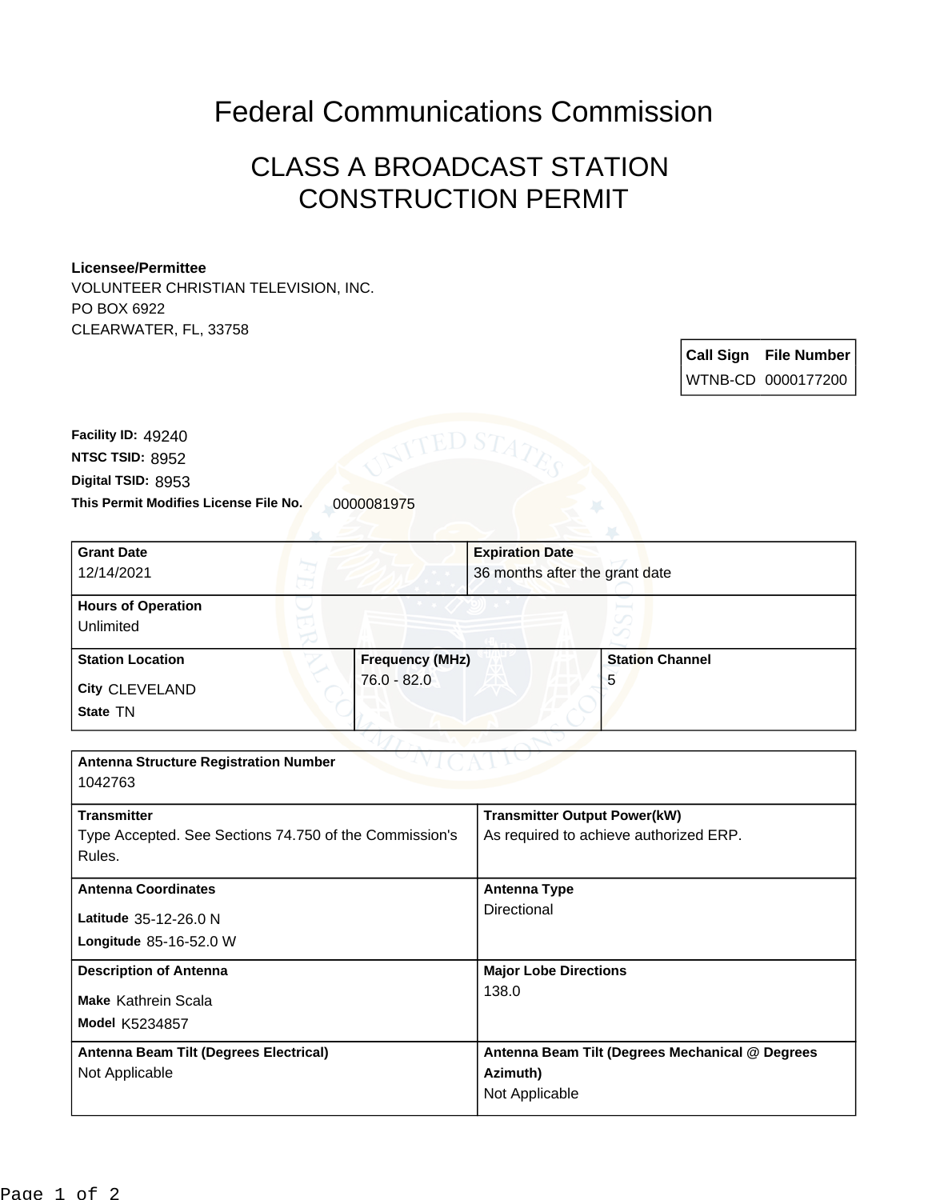# Federal Communications Commission

## CLASS A BROADCAST STATION CONSTRUCTION PERMIT

**Licensee/Permittee**
VOLUNTEER CHRISTIAN TELEVISION, INC.
PO BOX 6922
CLEARWATER, FL, 33758

| Call Sign | File Number |
| --- | --- |
| WTNB-CD | 0000177200 |

**Facility ID:** 49240
**NTSC TSID:** 8952
**Digital TSID:** 8953
**This Permit Modifies License File No.** 0000081975

| Grant Date | Expiration Date |
| --- | --- |
| 12/14/2021 | 36 months after the grant date |

| Hours of Operation |
| --- |
| Unlimited |

| Station Location | Frequency (MHz) | Station Channel |
| --- | --- | --- |
| City CLEVELAND<br>State TN | 76.0 - 82.0 | 5 |

| Antenna Structure Registration Number | |
| --- | --- |
| 1042763 | |
| **Transmitter** | **Transmitter Output Power(kW)** |
| Type Accepted. See Sections 74.750 of the Commission's Rules. | As required to achieve authorized ERP. |
| **Antenna Coordinates** | **Antenna Type** |
| Latitude 35-12-26.0 N<br>Longitude 85-16-52.0 W | Directional |
| **Description of Antenna** | **Major Lobe Directions** |
| Make Kathrein Scala<br>Model K5234857 | 138.0 |
| **Antenna Beam Tilt (Degrees Electrical)** | **Antenna Beam Tilt (Degrees Mechanical @ Degrees Azimuth)** |
| Not Applicable | Not Applicable |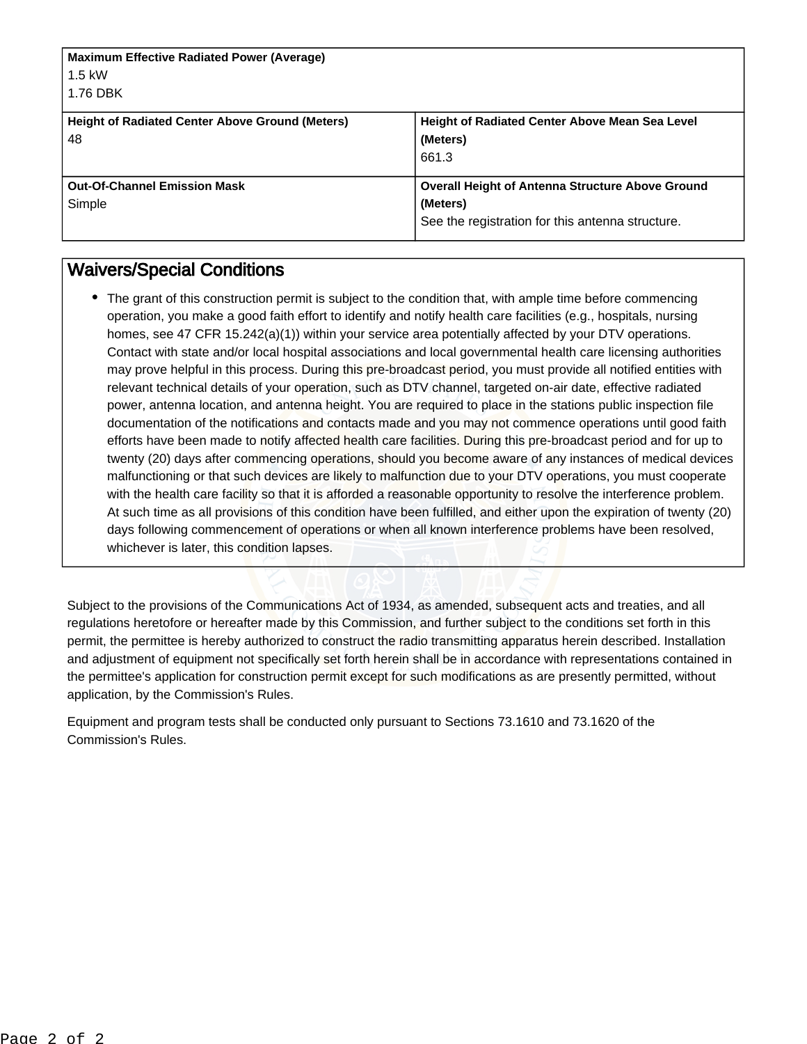| | |
|---|---|
| **Maximum Effective Radiated Power (Average)**<br>1.5 kW<br>1.76 DBK | |
| **Height of Radiated Center Above Ground (Meters)**<br>48 | **Height of Radiated Center Above Mean Sea Level (Meters)**<br>661.3 |
| **Out-Of-Channel Emission Mask**<br>Simple | **Overall Height of Antenna Structure Above Ground (Meters)**<br>See the registration for this antenna structure. |

## Waivers/Special Conditions

- The grant of this construction permit is subject to the condition that, with ample time before commencing operation, you make a good faith effort to identify and notify health care facilities (e.g., hospitals, nursing homes, see 47 CFR 15.242(a)(1)) within your service area potentially affected by your DTV operations. Contact with state and/or local hospital associations and local governmental health care licensing authorities may prove helpful in this process. During this pre-broadcast period, you must provide all notified entities with relevant technical details of your operation, such as DTV channel, targeted on-air date, effective radiated power, antenna location, and antenna height. You are required to place in the stations public inspection file documentation of the notifications and contacts made and you may not commence operations until good faith efforts have been made to notify affected health care facilities. During this pre-broadcast period and for up to twenty (20) days after commencing operations, should you become aware of any instances of medical devices malfunctioning or that such devices are likely to malfunction due to your DTV operations, you must cooperate with the health care facility so that it is afforded a reasonable opportunity to resolve the interference problem. At such time as all provisions of this condition have been fulfilled, and either upon the expiration of twenty (20) days following commencement of operations or when all known interference problems have been resolved, whichever is later, this condition lapses.

Subject to the provisions of the Communications Act of 1934, as amended, subsequent acts and treaties, and all regulations heretofore or hereafter made by this Commission, and further subject to the conditions set forth in this permit, the permittee is hereby authorized to construct the radio transmitting apparatus herein described. Installation and adjustment of equipment not specifically set forth herein shall be in accordance with representations contained in the permittee's application for construction permit except for such modifications as are presently permitted, without application, by the Commission's Rules.

Equipment and program tests shall be conducted only pursuant to Sections 73.1610 and 73.1620 of the Commission's Rules.